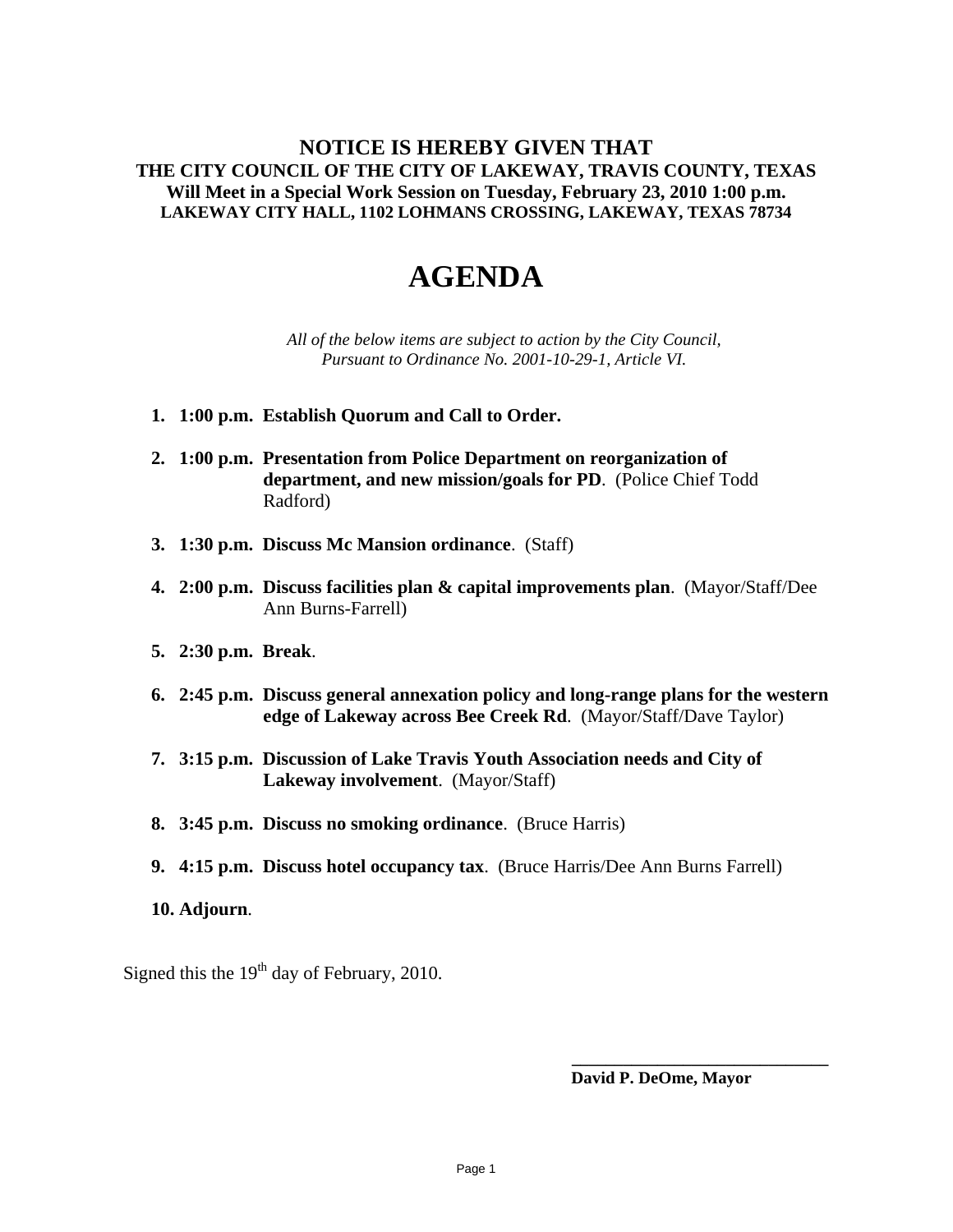# NOTICE IS HEREBY GIVEN THAT

**THE CITY COUNCIL OF THE CITY OF LAKEWAY, TRAVIS COUNTY, TEXAS**
**Will Meet in a Special Work Session on Tuesday, February 23, 2010 1:00 p.m.**
**LAKEWAY CITY HALL, 1102 LOHMANS CROSSING, LAKEWAY, TEXAS 78734**

# AGENDA

*All of the below items are subject to action by the City Council, Pursuant to Ordinance No. 2001-10-29-1, Article VI.*

1. **1:00 p.m. Establish Quorum and Call to Order.**
2. **1:00 p.m. Presentation from Police Department on reorganization of department, and new mission/goals for PD**. (Police Chief Todd Radford)
3. **1:30 p.m. Discuss Mc Mansion ordinance**. (Staff)
4. **2:00 p.m. Discuss facilities plan & capital improvements plan**. (Mayor/Staff/Dee Ann Burns-Farrell)
5. **2:30 p.m. Break**.
6. **2:45 p.m. Discuss general annexation policy and long-range plans for the western edge of Lakeway across Bee Creek Rd**. (Mayor/Staff/Dave Taylor)
7. **3:15 p.m. Discussion of Lake Travis Youth Association needs and City of Lakeway involvement**. (Mayor/Staff)
8. **3:45 p.m. Discuss no smoking ordinance**. (Bruce Harris)
9. **4:15 p.m. Discuss hotel occupancy tax**. (Bruce Harris/Dee Ann Burns Farrell)
10. **Adjourn**.

Signed this the 19th day of February, 2010.

\_\_\_\_\_\_\_\_\_\_\_\_\_\_\_\_\_\_\_\_\_\_\_\_\_\_\_\_\_\_
**David P. DeOme, Mayor**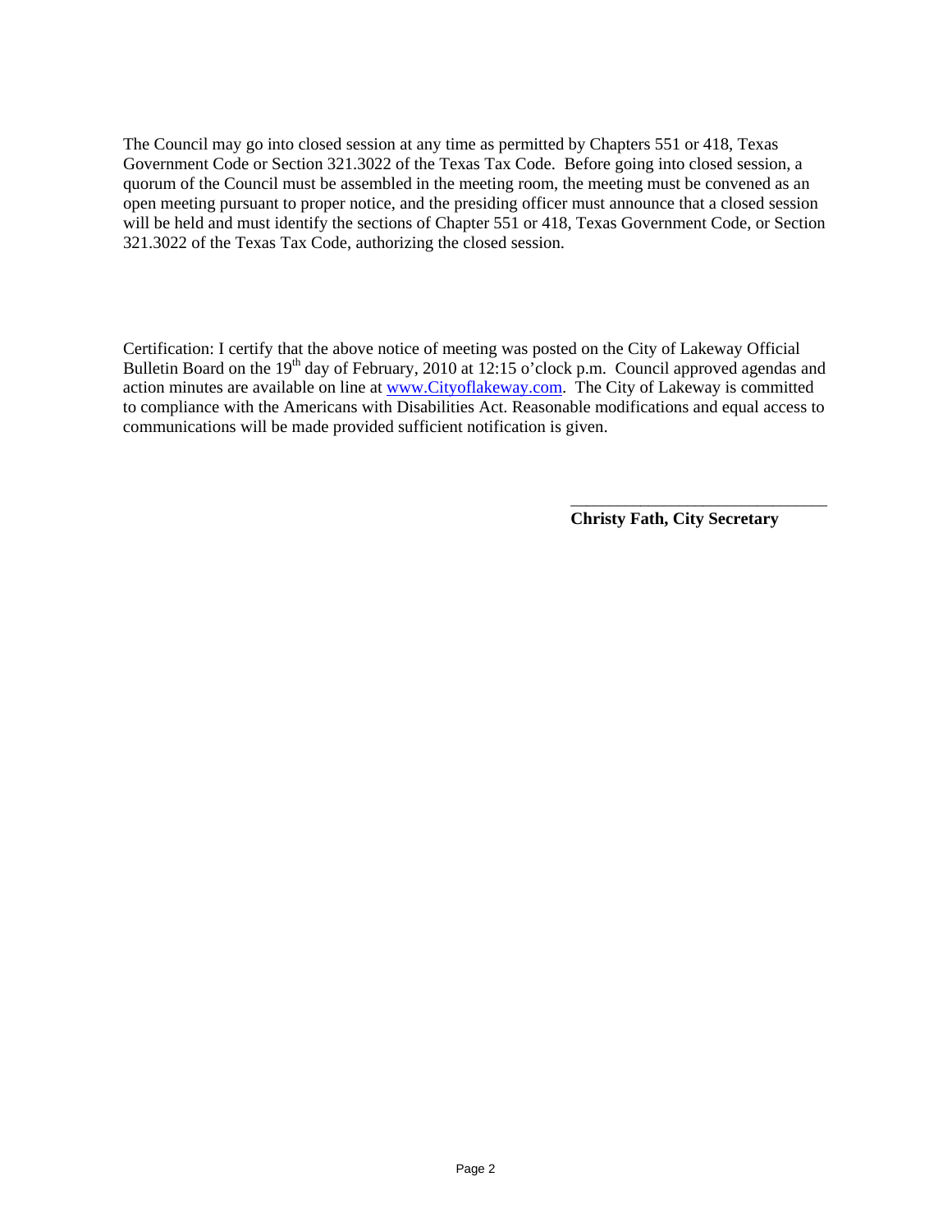The Council may go into closed session at any time as permitted by Chapters 551 or 418, Texas Government Code or Section 321.3022 of the Texas Tax Code. Before going into closed session, a quorum of the Council must be assembled in the meeting room, the meeting must be convened as an open meeting pursuant to proper notice, and the presiding officer must announce that a closed session will be held and must identify the sections of Chapter 551 or 418, Texas Government Code, or Section 321.3022 of the Texas Tax Code, authorizing the closed session.

Certification: I certify that the above notice of meeting was posted on the City of Lakeway Official Bulletin Board on the 19th day of February, 2010 at 12:15 o'clock p.m. Council approved agendas and action minutes are available on line at www.Cityoflakeway.com. The City of Lakeway is committed to compliance with the Americans with Disabilities Act. Reasonable modifications and equal access to communications will be made provided sufficient notification is given.

\_\_\_\_\_\_\_\_\_\_\_\_\_\_\_\_\_\_\_\_\_\_\_\_\_\_\_\_\_\_

**Christy Fath, City Secretary**